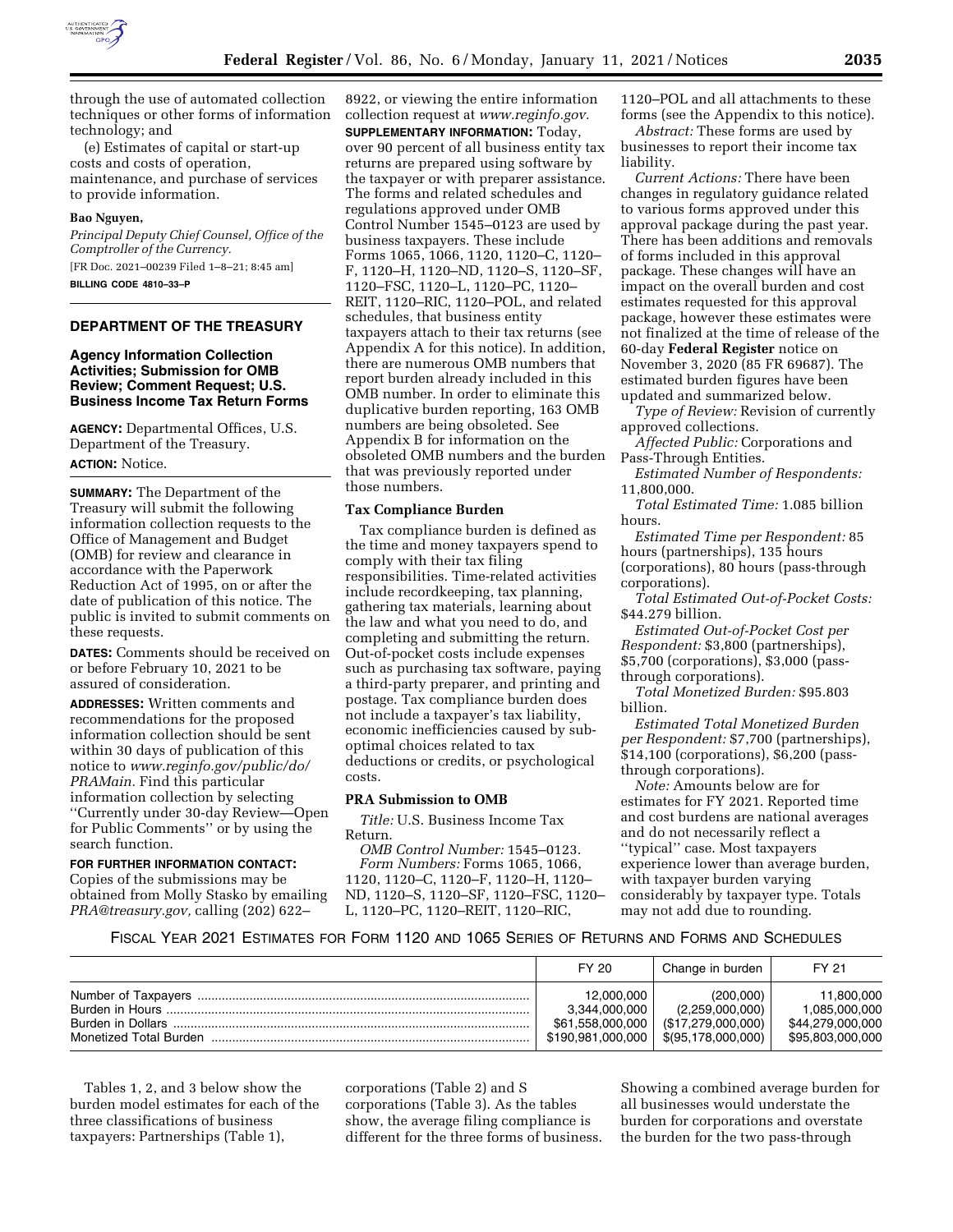through the use of automated collection techniques or other forms of information technology; and

(e) Estimates of capital or start-up costs and costs of operation, maintenance, and purchase of services to provide information.

**Bao Nguyen,**

*Principal Deputy Chief Counsel, Office of the Comptroller of the Currency.*

[FR Doc. 2021–00239 Filed 1–8–21; 8:45 am]

**BILLING CODE 4810–33–P**

## DEPARTMENT OF THE TREASURY

### Agency Information Collection Activities; Submission for OMB Review; Comment Request; U.S. Business Income Tax Return Forms

**AGENCY:** Departmental Offices, U.S. Department of the Treasury.

**ACTION:** Notice.

**SUMMARY:** The Department of the Treasury will submit the following information collection requests to the Office of Management and Budget (OMB) for review and clearance in accordance with the Paperwork Reduction Act of 1995, on or after the date of publication of this notice. The public is invited to submit comments on these requests.

**DATES:** Comments should be received on or before February 10, 2021 to be assured of consideration.

**ADDRESSES:** Written comments and recommendations for the proposed information collection should be sent within 30 days of publication of this notice to *www.reginfo.gov/public/do/PRAMain.* Find this particular information collection by selecting ''Currently under 30-day Review—Open for Public Comments'' or by using the search function.

**FOR FURTHER INFORMATION CONTACT:** Copies of the submissions may be obtained from Molly Stasko by emailing *PRA@treasury.gov,* calling (202) 622–8922, or viewing the entire information collection request at *www.reginfo.gov.*

**SUPPLEMENTARY INFORMATION:** Today, over 90 percent of all business entity tax returns are prepared using software by the taxpayer or with preparer assistance. The forms and related schedules and regulations approved under OMB Control Number 1545–0123 are used by business taxpayers. These include Forms 1065, 1066, 1120, 1120–C, 1120–F, 1120–H, 1120–ND, 1120–S, 1120–SF, 1120–FSC, 1120–L, 1120–PC, 1120–REIT, 1120–RIC, 1120–POL, and related schedules, that business entity taxpayers attach to their tax returns (see Appendix A for this notice). In addition, there are numerous OMB numbers that report burden already included in this OMB number. In order to eliminate this duplicative burden reporting, 163 OMB numbers are being obsoleted. See Appendix B for information on the obsoleted OMB numbers and the burden that was previously reported under those numbers.

### Tax Compliance Burden

Tax compliance burden is defined as the time and money taxpayers spend to comply with their tax filing responsibilities. Time-related activities include recordkeeping, tax planning, gathering tax materials, learning about the law and what you need to do, and completing and submitting the return. Out-of-pocket costs include expenses such as purchasing tax software, paying a third-party preparer, and printing and postage. Tax compliance burden does not include a taxpayer's tax liability, economic inefficiencies caused by sub-optimal choices related to tax deductions or credits, or psychological costs.

### PRA Submission to OMB

*Title:* U.S. Business Income Tax Return.

*OMB Control Number:* 1545–0123.

*Form Numbers:* Forms 1065, 1066, 1120, 1120–C, 1120–F, 1120–H, 1120–ND, 1120–S, 1120–SF, 1120–FSC, 1120–L, 1120–PC, 1120–REIT, 1120–RIC, 1120–POL and all attachments to these forms (see the Appendix to this notice).

*Abstract:* These forms are used by businesses to report their income tax liability.

*Current Actions:* There have been changes in regulatory guidance related to various forms approved under this approval package during the past year. There has been additions and removals of forms included in this approval package. These changes will have an impact on the overall burden and cost estimates requested for this approval package, however these estimates were not finalized at the time of release of the 60-day **Federal Register** notice on November 3, 2020 (85 FR 69687). The estimated burden figures have been updated and summarized below.

*Type of Review:* Revision of currently approved collections.

*Affected Public:* Corporations and Pass-Through Entities.

*Estimated Number of Respondents:* 11,800,000.

*Total Estimated Time:* 1.085 billion hours.

*Estimated Time per Respondent:* 85 hours (partnerships), 135 hours (corporations), 80 hours (pass-through corporations).

*Total Estimated Out-of-Pocket Costs:* $44.279 billion.

*Estimated Out-of-Pocket Cost per Respondent:* $3,800 (partnerships), $5,700 (corporations), $3,000 (pass-through corporations).

*Total Monetized Burden:* $95.803 billion.

*Estimated Total Monetized Burden per Respondent:* $7,700 (partnerships), $14,100 (corporations), $6,200 (pass-through corporations).

*Note:* Amounts below are for estimates for FY 2021. Reported time and cost burdens are national averages and do not necessarily reflect a ''typical'' case. Most taxpayers experience lower than average burden, with taxpayer burden varying considerably by taxpayer type. Totals may not add due to rounding.

FISCAL YEAR 2021 ESTIMATES FOR FORM 1120 AND 1065 SERIES OF RETURNS AND FORMS AND SCHEDULES

| | FY 20 | Change in burden | FY 21 |
|---|---|---|---|
| Number of Taxpayers | 12,000,000 | (200,000) | 11,800,000 |
| Burden in Hours | 3,344,000,000 | (2,259,000,000) | 1,085,000,000 |
| Burden in Dollars | $61,558,000,000 | ($17,279,000,000) | $44,279,000,000 |
| Monetized Total Burden | $190,981,000,000 | $(95,178,000,000) | $95,803,000,000 |

Tables 1, 2, and 3 below show the burden model estimates for each of the three classifications of business taxpayers: Partnerships (Table 1), corporations (Table 2) and S corporations (Table 3). As the tables show, the average filing compliance is different for the three forms of business. Showing a combined average burden for all businesses would understate the burden for corporations and overstate the burden for the two pass-through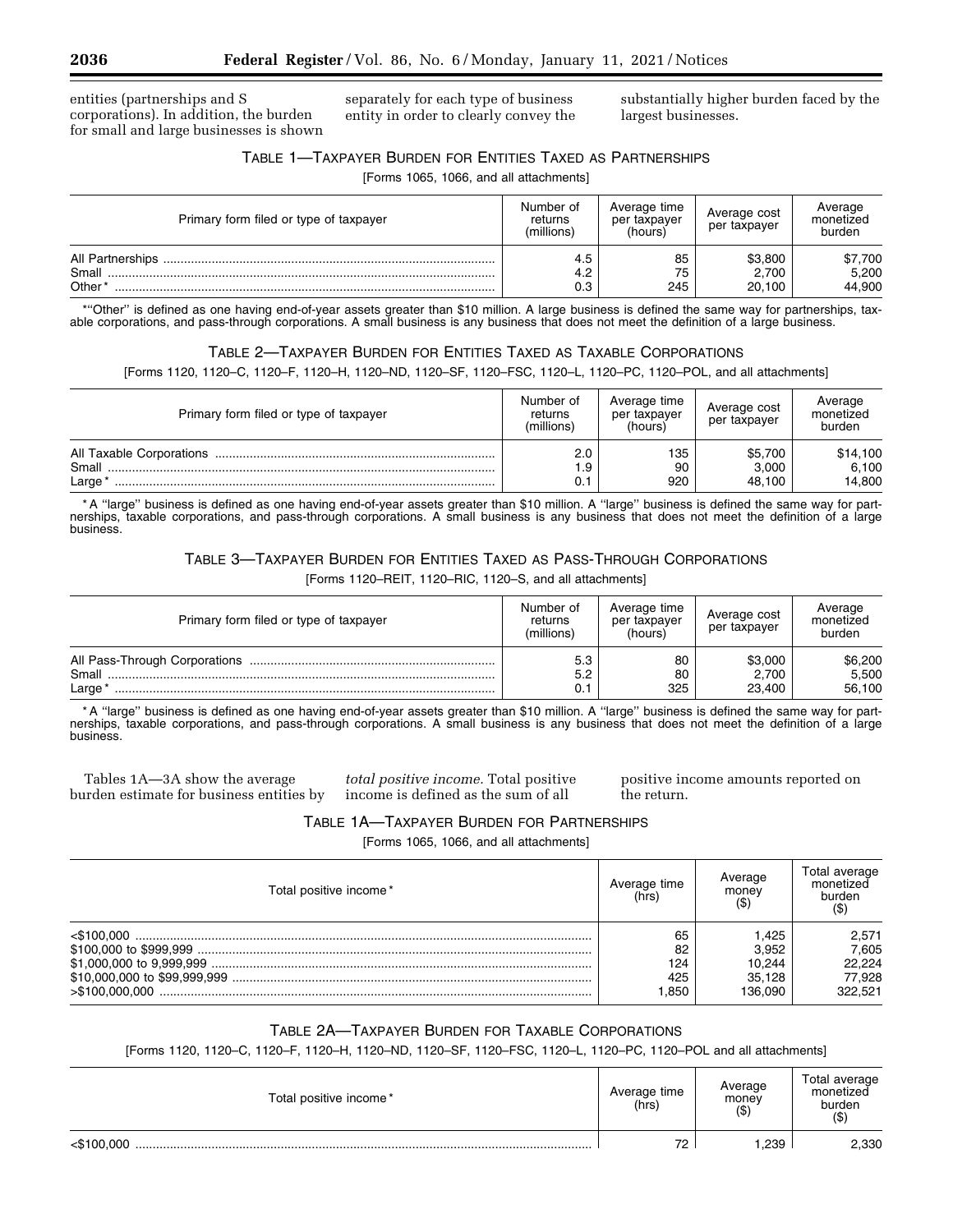entities (partnerships and S corporations). In addition, the burden for small and large businesses is shown separately for each type of business entity in order to clearly convey the substantially higher burden faced by the largest businesses.

TABLE 1—TAXPAYER BURDEN FOR ENTITIES TAXED AS PARTNERSHIPS

[Forms 1065, 1066, and all attachments]

| Primary form filed or type of taxpayer | Number of returns (millions) | Average time per taxpayer (hours) | Average cost per taxpayer | Average monetized burden |
|---|---|---|---|---|
| All Partnerships | 4.5 | 85 | $3,800 | $7,700 |
| Small | 4.2 | 75 | 2,700 | 5,200 |
| Other* | 0.3 | 245 | 20,100 | 44,900 |

*"Other" is defined as one having end-of-year assets greater than $10 million. A large business is defined the same way for partnerships, taxable corporations, and pass-through corporations. A small business is any business that does not meet the definition of a large business.

TABLE 2—TAXPAYER BURDEN FOR ENTITIES TAXED AS TAXABLE CORPORATIONS

[Forms 1120, 1120–C, 1120–F, 1120–H, 1120–ND, 1120–SF, 1120–FSC, 1120–L, 1120–PC, 1120–POL, and all attachments]

| Primary form filed or type of taxpayer | Number of returns (millions) | Average time per taxpayer (hours) | Average cost per taxpayer | Average monetized burden |
|---|---|---|---|---|
| All Taxable Corporations | 2.0 | 135 | $5,700 | $14,100 |
| Small | 1.9 | 90 | 3,000 | 6,100 |
| Large* | 0.1 | 920 | 48,100 | 14,800 |

* A "large" business is defined as one having end-of-year assets greater than $10 million. A "large" business is defined the same way for partnerships, taxable corporations, and pass-through corporations. A small business is any business that does not meet the definition of a large business.

TABLE 3—TAXPAYER BURDEN FOR ENTITIES TAXED AS PASS-THROUGH CORPORATIONS

[Forms 1120–REIT, 1120–RIC, 1120–S, and all attachments]

| Primary form filed or type of taxpayer | Number of returns (millions) | Average time per taxpayer (hours) | Average cost per taxpayer | Average monetized burden |
|---|---|---|---|---|
| All Pass-Through Corporations | 5.3 | 80 | $3,000 | $6,200 |
| Small | 5.2 | 80 | 2,700 | 5,500 |
| Large* | 0.1 | 325 | 23,400 | 56,100 |

* A "large" business is defined as one having end-of-year assets greater than $10 million. A "large" business is defined the same way for partnerships, taxable corporations, and pass-through corporations. A small business is any business that does not meet the definition of a large business.

Tables 1A—3A show the average burden estimate for business entities by *total positive income.* Total positive income is defined as the sum of all positive income amounts reported on the return.

TABLE 1A—TAXPAYER BURDEN FOR PARTNERSHIPS

[Forms 1065, 1066, and all attachments]

| Total positive income* | Average time (hrs) | Average money ($) | Total average monetized burden ($) |
|---|---|---|---|
| <$100,000 | 65 | 1,425 | 2,571 |
| $100,000 to $999,999 | 82 | 3,952 | 7,605 |
| $1,000,000 to 9,999,999 | 124 | 10,244 | 22,224 |
| $10,000,000 to $99,999,999 | 425 | 35,128 | 77,928 |
| >$100,000,000 | 1,850 | 136,090 | 322,521 |

TABLE 2A—TAXPAYER BURDEN FOR TAXABLE CORPORATIONS

[Forms 1120, 1120–C, 1120–F, 1120–H, 1120–ND, 1120–SF, 1120–FSC, 1120–L, 1120–PC, 1120–POL and all attachments]

| Total positive income* | Average time (hrs) | Average money ($) | Total average monetized burden ($) |
|---|---|---|---|
| <$100,000 | 72 | 1,239 | 2,330 |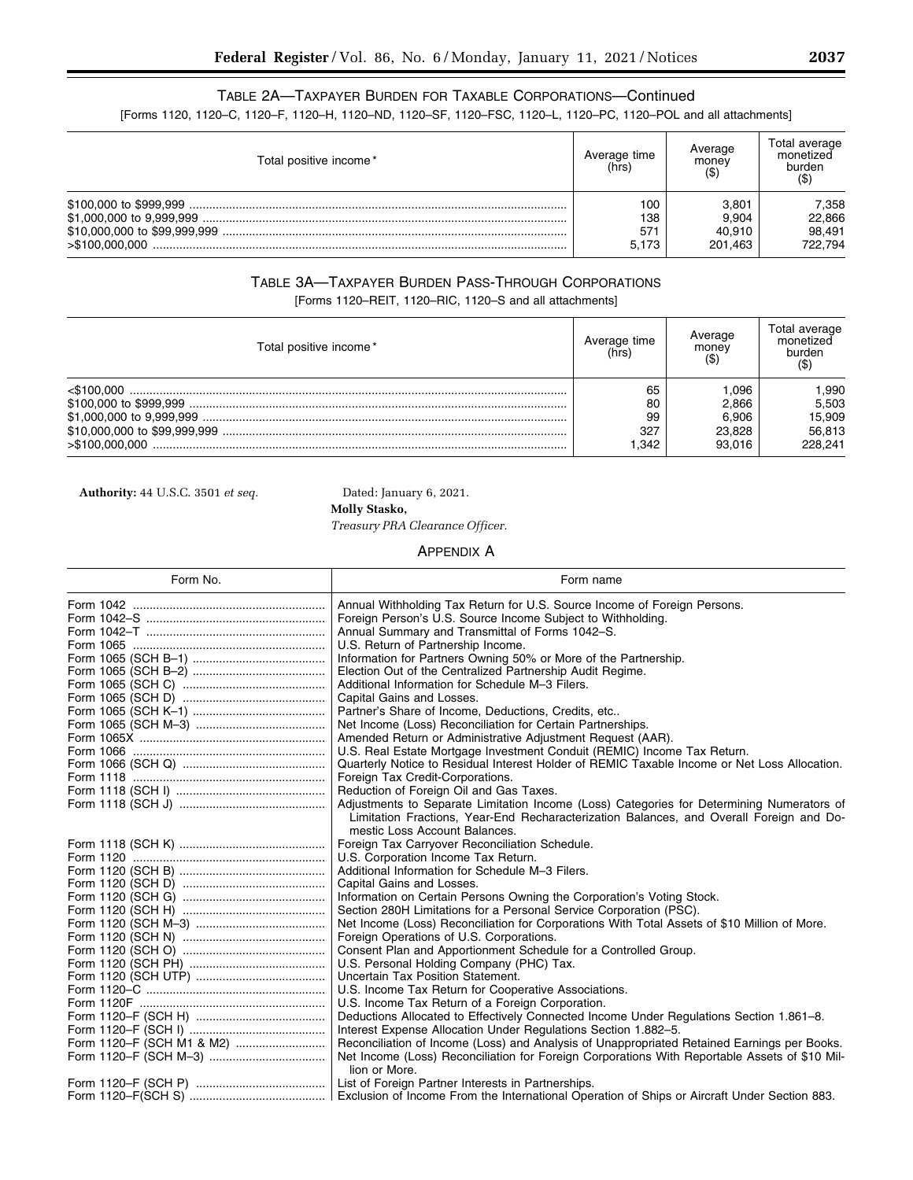### TABLE 2A—TAXPAYER BURDEN FOR TAXABLE CORPORATIONS—Continued

[Forms 1120, 1120–C, 1120–F, 1120–H, 1120–ND, 1120–SF, 1120–FSC, 1120–L, 1120–PC, 1120–POL and all attachments]

| Total positive income* | Average time (hrs) | Average money ($) | Total average monetized burden ($) |
|---|---|---|---|
| $100,000 to $999,999 | 100 | 3,801 | 7,358 |
| $1,000,000 to 9,999,999 | 138 | 9,904 | 22,866 |
| $10,000,000 to $99,999,999 | 571 | 40,910 | 98,491 |
| >$100,000,000 | 5,173 | 201,463 | 722,794 |

### TABLE 3A—TAXPAYER BURDEN PASS-THROUGH CORPORATIONS

[Forms 1120–REIT, 1120–RIC, 1120–S and all attachments]

| Total positive income* | Average time (hrs) | Average money ($) | Total average monetized burden ($) |
|---|---|---|---|
| <$100,000 | 65 | 1,096 | 1,990 |
| $100,000 to $999,999 | 80 | 2,866 | 5,503 |
| $1,000,000 to 9,999,999 | 99 | 6,906 | 15,909 |
| $10,000,000 to $99,999,999 | 327 | 23,828 | 56,813 |
| >$100,000,000 | 1,342 | 93,016 | 228,241 |

**Authority:** 44 U.S.C. 3501 *et seq.*

Dated: January 6, 2021.

**Molly Stasko,**

*Treasury PRA Clearance Officer.*

### APPENDIX A

| Form No. | Form name |
|---|---|
| Form 1042 | Annual Withholding Tax Return for U.S. Source Income of Foreign Persons. |
| Form 1042–S | Foreign Person's U.S. Source Income Subject to Withholding. |
| Form 1042–T | Annual Summary and Transmittal of Forms 1042–S. |
| Form 1065 | U.S. Return of Partnership Income. |
| Form 1065 (SCH B–1) | Information for Partners Owning 50% or More of the Partnership. |
| Form 1065 (SCH B–2) | Election Out of the Centralized Partnership Audit Regime. |
| Form 1065 (SCH C) | Additional Information for Schedule M–3 Filers. |
| Form 1065 (SCH D) | Capital Gains and Losses. |
| Form 1065 (SCH K–1) | Partner's Share of Income, Deductions, Credits, etc.. |
| Form 1065 (SCH M–3) | Net Income (Loss) Reconciliation for Certain Partnerships. |
| Form 1065X | Amended Return or Administrative Adjustment Request (AAR). |
| Form 1066 | U.S. Real Estate Mortgage Investment Conduit (REMIC) Income Tax Return. |
| Form 1066 (SCH Q) | Quarterly Notice to Residual Interest Holder of REMIC Taxable Income or Net Loss Allocation. |
| Form 1118 | Foreign Tax Credit-Corporations. |
| Form 1118 (SCH I) | Reduction of Foreign Oil and Gas Taxes. |
| Form 1118 (SCH J) | Adjustments to Separate Limitation Income (Loss) Categories for Determining Numerators of Limitation Fractions, Year-End Recharacterization Balances, and Overall Foreign and Domestic Loss Account Balances. |
| Form 1118 (SCH K) | Foreign Tax Carryover Reconciliation Schedule. |
| Form 1120 | U.S. Corporation Income Tax Return. |
| Form 1120 (SCH B) | Additional Information for Schedule M–3 Filers. |
| Form 1120 (SCH D) | Capital Gains and Losses. |
| Form 1120 (SCH G) | Information on Certain Persons Owning the Corporation's Voting Stock. |
| Form 1120 (SCH H) | Section 280H Limitations for a Personal Service Corporation (PSC). |
| Form 1120 (SCH M–3) | Net Income (Loss) Reconciliation for Corporations With Total Assets of $10 Million of More. |
| Form 1120 (SCH N) | Foreign Operations of U.S. Corporations. |
| Form 1120 (SCH O) | Consent Plan and Apportionment Schedule for a Controlled Group. |
| Form 1120 (SCH PH) | U.S. Personal Holding Company (PHC) Tax. |
| Form 1120 (SCH UTP) | Uncertain Tax Position Statement. |
| Form 1120–C | U.S. Income Tax Return for Cooperative Associations. |
| Form 1120F | U.S. Income Tax Return of a Foreign Corporation. |
| Form 1120–F (SCH H) | Deductions Allocated to Effectively Connected Income Under Regulations Section 1.861–8. |
| Form 1120–F (SCH I) | Interest Expense Allocation Under Regulations Section 1.882–5. |
| Form 1120–F (SCH M1 & M2) | Reconciliation of Income (Loss) and Analysis of Unappropriated Retained Earnings per Books. |
| Form 1120–F (SCH M–3) | Net Income (Loss) Reconciliation for Foreign Corporations With Reportable Assets of $10 Million or More. |
| Form 1120–F (SCH P) | List of Foreign Partner Interests in Partnerships. |
| Form 1120–F(SCH S) | Exclusion of Income From the International Operation of Ships or Aircraft Under Section 883. |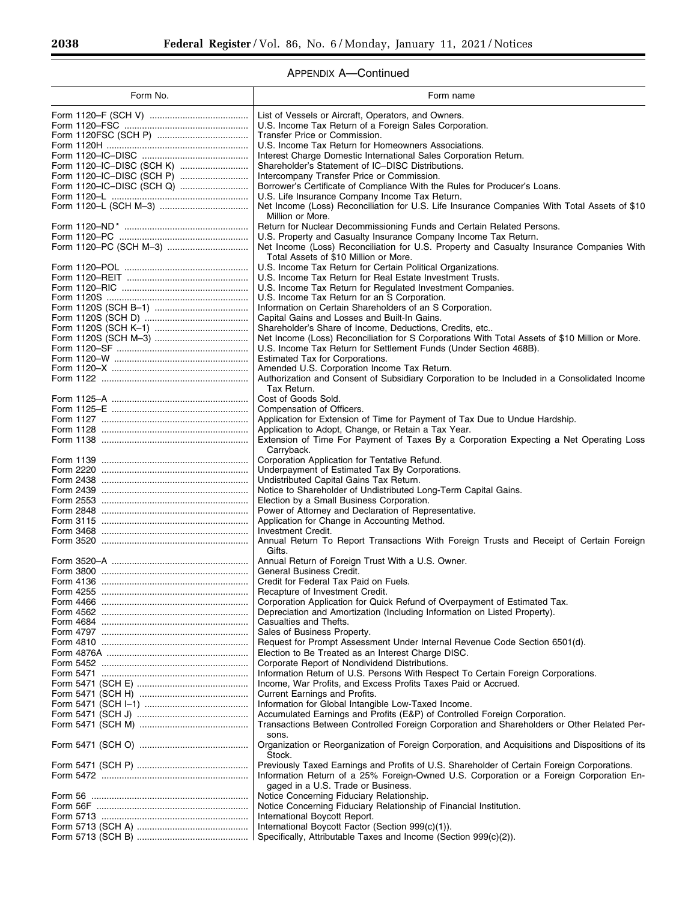## APPENDIX A—Continued

| Form No. | Form name |
| --- | --- |
| Form 1120–F (SCH V) | List of Vessels or Aircraft, Operators, and Owners. |
| Form 1120–FSC | U.S. Income Tax Return of a Foreign Sales Corporation. |
| Form 1120FSC (SCH P) | Transfer Price or Commission. |
| Form 1120H | U.S. Income Tax Return for Homeowners Associations. |
| Form 1120–IC–DISC | Interest Charge Domestic International Sales Corporation Return. |
| Form 1120–IC–DISC (SCH K) | Shareholder's Statement of IC–DISC Distributions. |
| Form 1120–IC–DISC (SCH P) | Intercompany Transfer Price or Commission. |
| Form 1120–IC–DISC (SCH Q) | Borrower's Certificate of Compliance With the Rules for Producer's Loans. |
| Form 1120–L | U.S. Life Insurance Company Income Tax Return. |
| Form 1120–L (SCH M–3) | Net Income (Loss) Reconciliation for U.S. Life Insurance Companies With Total Assets of $10 Million or More. |
| Form 1120–ND* | Return for Nuclear Decommissioning Funds and Certain Related Persons. |
| Form 1120–PC | U.S. Property and Casualty Insurance Company Income Tax Return. |
| Form 1120–PC (SCH M–3) | Net Income (Loss) Reconciliation for U.S. Property and Casualty Insurance Companies With Total Assets of $10 Million or More. |
| Form 1120–POL | U.S. Income Tax Return for Certain Political Organizations. |
| Form 1120–REIT | U.S. Income Tax Return for Real Estate Investment Trusts. |
| Form 1120–RIC | U.S. Income Tax Return for Regulated Investment Companies. |
| Form 1120S | U.S. Income Tax Return for an S Corporation. |
| Form 1120S (SCH B–1) | Information on Certain Shareholders of an S Corporation. |
| Form 1120S (SCH D) | Capital Gains and Losses and Built-In Gains. |
| Form 1120S (SCH K–1) | Shareholder's Share of Income, Deductions, Credits, etc.. |
| Form 1120S (SCH M–3) | Net Income (Loss) Reconciliation for S Corporations With Total Assets of $10 Million or More. |
| Form 1120–SF | U.S. Income Tax Return for Settlement Funds (Under Section 468B). |
| Form 1120–W | Estimated Tax for Corporations. |
| Form 1120–X | Amended U.S. Corporation Income Tax Return. |
| Form 1122 | Authorization and Consent of Subsidiary Corporation to be Included in a Consolidated Income Tax Return. |
| Form 1125–A | Cost of Goods Sold. |
| Form 1125–E | Compensation of Officers. |
| Form 1127 | Application for Extension of Time for Payment of Tax Due to Undue Hardship. |
| Form 1128 | Application to Adopt, Change, or Retain a Tax Year. |
| Form 1138 | Extension of Time For Payment of Taxes By a Corporation Expecting a Net Operating Loss Carryback. |
| Form 1139 | Corporation Application for Tentative Refund. |
| Form 2220 | Underpayment of Estimated Tax By Corporations. |
| Form 2438 | Undistributed Capital Gains Tax Return. |
| Form 2439 | Notice to Shareholder of Undistributed Long-Term Capital Gains. |
| Form 2553 | Election by a Small Business Corporation. |
| Form 2848 | Power of Attorney and Declaration of Representative. |
| Form 3115 | Application for Change in Accounting Method. |
| Form 3468 | Investment Credit. |
| Form 3520 | Annual Return To Report Transactions With Foreign Trusts and Receipt of Certain Foreign Gifts. |
| Form 3520–A | Annual Return of Foreign Trust With a U.S. Owner. |
| Form 3800 | General Business Credit. |
| Form 4136 | Credit for Federal Tax Paid on Fuels. |
| Form 4255 | Recapture of Investment Credit. |
| Form 4466 | Corporation Application for Quick Refund of Overpayment of Estimated Tax. |
| Form 4562 | Depreciation and Amortization (Including Information on Listed Property). |
| Form 4684 | Casualties and Thefts. |
| Form 4797 | Sales of Business Property. |
| Form 4810 | Request for Prompt Assessment Under Internal Revenue Code Section 6501(d). |
| Form 4876A | Election to Be Treated as an Interest Charge DISC. |
| Form 5452 | Corporate Report of Nondividend Distributions. |
| Form 5471 | Information Return of U.S. Persons With Respect To Certain Foreign Corporations. |
| Form 5471 (SCH E) | Income, War Profits, and Excess Profits Taxes Paid or Accrued. |
| Form 5471 (SCH H) | Current Earnings and Profits. |
| Form 5471 (SCH I–1) | Information for Global Intangible Low-Taxed Income. |
| Form 5471 (SCH J) | Accumulated Earnings and Profits (E&P) of Controlled Foreign Corporation. |
| Form 5471 (SCH M) | Transactions Between Controlled Foreign Corporation and Shareholders or Other Related Persons. |
| Form 5471 (SCH O) | Organization or Reorganization of Foreign Corporation, and Acquisitions and Dispositions of its Stock. |
| Form 5471 (SCH P) | Previously Taxed Earnings and Profits of U.S. Shareholder of Certain Foreign Corporations. |
| Form 5472 | Information Return of a 25% Foreign-Owned U.S. Corporation or a Foreign Corporation Engaged in a U.S. Trade or Business. |
| Form 56 | Notice Concerning Fiduciary Relationship. |
| Form 56F | Notice Concerning Fiduciary Relationship of Financial Institution. |
| Form 5713 | International Boycott Report. |
| Form 5713 (SCH A) | International Boycott Factor (Section 999(c)(1)). |
| Form 5713 (SCH B) | Specifically, Attributable Taxes and Income (Section 999(c)(2)). |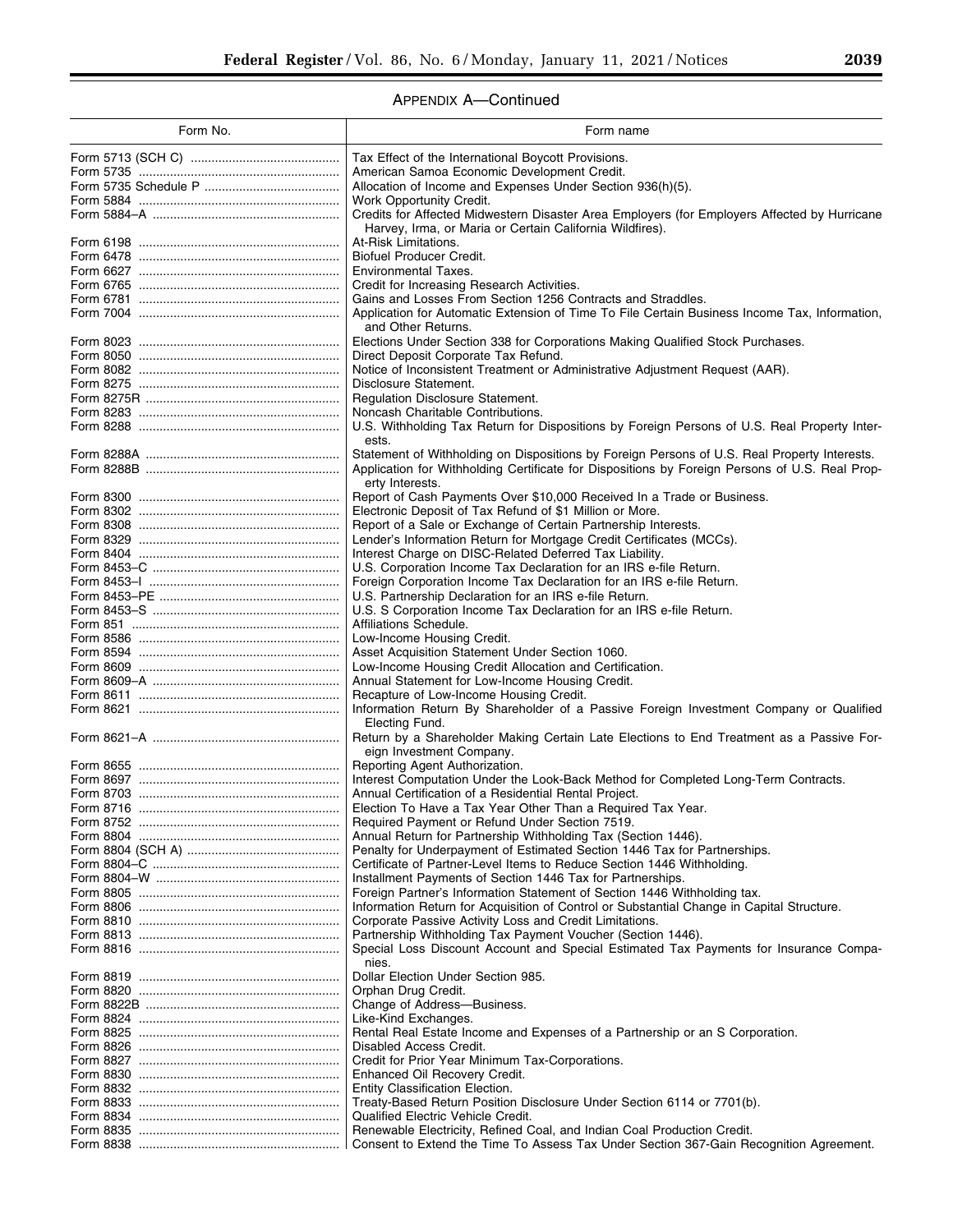APPENDIX A—Continued

| Form No. | Form name |
| --- | --- |
| Form 5713 (SCH C) | Tax Effect of the International Boycott Provisions. |
| Form 5735 | American Samoa Economic Development Credit. |
| Form 5735 Schedule P | Allocation of Income and Expenses Under Section 936(h)(5). |
| Form 5884 | Work Opportunity Credit. |
| Form 5884–A | Credits for Affected Midwestern Disaster Area Employers (for Employers Affected by Hurricane Harvey, Irma, or Maria or Certain California Wildfires). |
| Form 6198 | At-Risk Limitations. |
| Form 6478 | Biofuel Producer Credit. |
| Form 6627 | Environmental Taxes. |
| Form 6765 | Credit for Increasing Research Activities. |
| Form 6781 | Gains and Losses From Section 1256 Contracts and Straddles. |
| Form 7004 | Application for Automatic Extension of Time To File Certain Business Income Tax, Information, and Other Returns. |
| Form 8023 | Elections Under Section 338 for Corporations Making Qualified Stock Purchases. |
| Form 8050 | Direct Deposit Corporate Tax Refund. |
| Form 8082 | Notice of Inconsistent Treatment or Administrative Adjustment Request (AAR). |
| Form 8275 | Disclosure Statement. |
| Form 8275R | Regulation Disclosure Statement. |
| Form 8283 | Noncash Charitable Contributions. |
| Form 8288 | U.S. Withholding Tax Return for Dispositions by Foreign Persons of U.S. Real Property Interests. |
| Form 8288A | Statement of Withholding on Dispositions by Foreign Persons of U.S. Real Property Interests. |
| Form 8288B | Application for Withholding Certificate for Dispositions by Foreign Persons of U.S. Real Property Interests. |
| Form 8300 | Report of Cash Payments Over $10,000 Received In a Trade or Business. |
| Form 8302 | Electronic Deposit of Tax Refund of $1 Million or More. |
| Form 8308 | Report of a Sale or Exchange of Certain Partnership Interests. |
| Form 8329 | Lender's Information Return for Mortgage Credit Certificates (MCCs). |
| Form 8404 | Interest Charge on DISC-Related Deferred Tax Liability. |
| Form 8453–C | U.S. Corporation Income Tax Declaration for an IRS e-file Return. |
| Form 8453–I | Foreign Corporation Income Tax Declaration for an IRS e-file Return. |
| Form 8453–PE | U.S. Partnership Declaration for an IRS e-file Return. |
| Form 8453–S | U.S. S Corporation Income Tax Declaration for an IRS e-file Return. |
| Form 851 | Affiliations Schedule. |
| Form 8586 | Low-Income Housing Credit. |
| Form 8594 | Asset Acquisition Statement Under Section 1060. |
| Form 8609 | Low-Income Housing Credit Allocation and Certification. |
| Form 8609–A | Annual Statement for Low-Income Housing Credit. |
| Form 8611 | Recapture of Low-Income Housing Credit. |
| Form 8621 | Information Return By Shareholder of a Passive Foreign Investment Company or Qualified Electing Fund. |
| Form 8621–A | Return by a Shareholder Making Certain Late Elections to End Treatment as a Passive Foreign Investment Company. |
| Form 8655 | Reporting Agent Authorization. |
| Form 8697 | Interest Computation Under the Look-Back Method for Completed Long-Term Contracts. |
| Form 8703 | Annual Certification of a Residential Rental Project. |
| Form 8716 | Election To Have a Tax Year Other Than a Required Tax Year. |
| Form 8752 | Required Payment or Refund Under Section 7519. |
| Form 8804 | Annual Return for Partnership Withholding Tax (Section 1446). |
| Form 8804 (SCH A) | Penalty for Underpayment of Estimated Section 1446 Tax for Partnerships. |
| Form 8804–C | Certificate of Partner-Level Items to Reduce Section 1446 Withholding. |
| Form 8804–W | Installment Payments of Section 1446 Tax for Partnerships. |
| Form 8805 | Foreign Partner's Information Statement of Section 1446 Withholding tax. |
| Form 8806 | Information Return for Acquisition of Control or Substantial Change in Capital Structure. |
| Form 8810 | Corporate Passive Activity Loss and Credit Limitations. |
| Form 8813 | Partnership Withholding Tax Payment Voucher (Section 1446). |
| Form 8816 | Special Loss Discount Account and Special Estimated Tax Payments for Insurance Companies. |
| Form 8819 | Dollar Election Under Section 985. |
| Form 8820 | Orphan Drug Credit. |
| Form 8822B | Change of Address—Business. |
| Form 8824 | Like-Kind Exchanges. |
| Form 8825 | Rental Real Estate Income and Expenses of a Partnership or an S Corporation. |
| Form 8826 | Disabled Access Credit. |
| Form 8827 | Credit for Prior Year Minimum Tax-Corporations. |
| Form 8830 | Enhanced Oil Recovery Credit. |
| Form 8832 | Entity Classification Election. |
| Form 8833 | Treaty-Based Return Position Disclosure Under Section 6114 or 7701(b). |
| Form 8834 | Qualified Electric Vehicle Credit. |
| Form 8835 | Renewable Electricity, Refined Coal, and Indian Coal Production Credit. |
| Form 8838 | Consent to Extend the Time To Assess Tax Under Section 367-Gain Recognition Agreement. |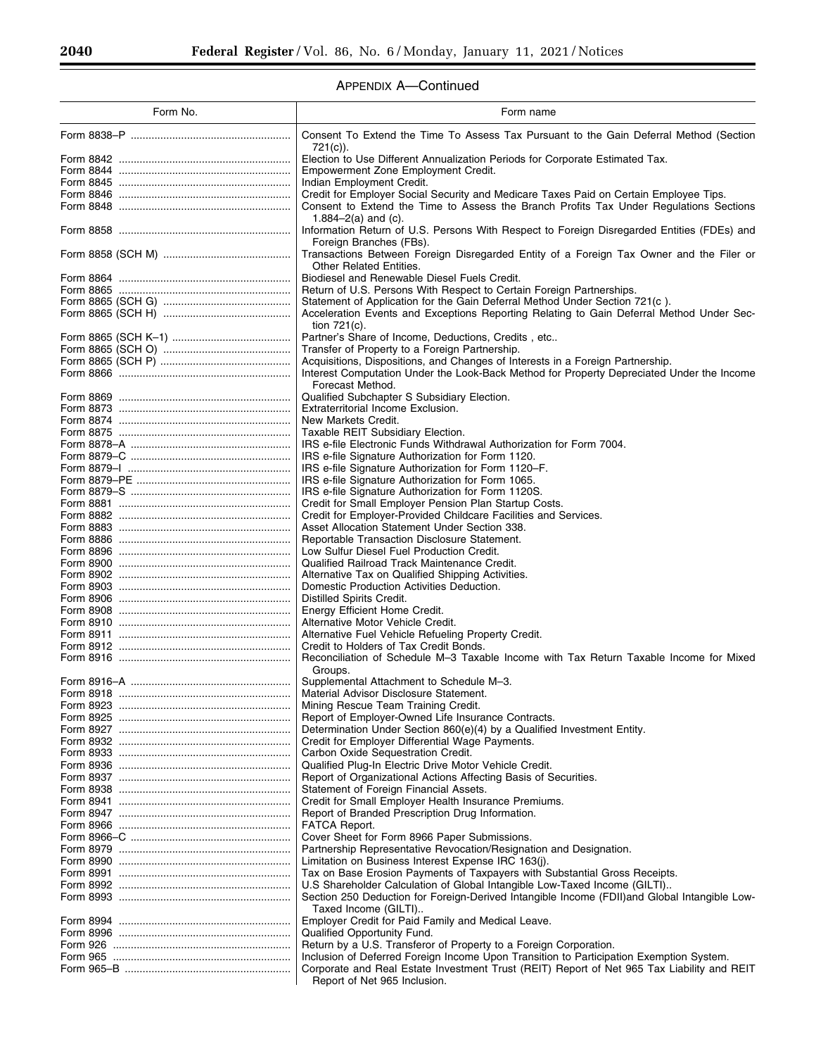## APPENDIX A—Continued

| Form No. | Form name |
|---|---|
| Form 8838–P | Consent To Extend the Time To Assess Tax Pursuant to the Gain Deferral Method (Section 721(c)). |
| Form 8842 | Election to Use Different Annualization Periods for Corporate Estimated Tax. |
| Form 8844 | Empowerment Zone Employment Credit. |
| Form 8845 | Indian Employment Credit. |
| Form 8846 | Credit for Employer Social Security and Medicare Taxes Paid on Certain Employee Tips. |
| Form 8848 | Consent to Extend the Time to Assess the Branch Profits Tax Under Regulations Sections 1.884–2(a) and (c). |
| Form 8858 | Information Return of U.S. Persons With Respect to Foreign Disregarded Entities (FDEs) and Foreign Branches (FBs). |
| Form 8858 (SCH M) | Transactions Between Foreign Disregarded Entity of a Foreign Tax Owner and the Filer or Other Related Entities. |
| Form 8864 | Biodiesel and Renewable Diesel Fuels Credit. |
| Form 8865 | Return of U.S. Persons With Respect to Certain Foreign Partnerships. |
| Form 8865 (SCH G) | Statement of Application for the Gain Deferral Method Under Section 721(c ). |
| Form 8865 (SCH H) | Acceleration Events and Exceptions Reporting Relating to Gain Deferral Method Under Section 721(c). |
| Form 8865 (SCH K–1) | Partner's Share of Income, Deductions, Credits , etc.. |
| Form 8865 (SCH O) | Transfer of Property to a Foreign Partnership. |
| Form 8865 (SCH P) | Acquisitions, Dispositions, and Changes of Interests in a Foreign Partnership. |
| Form 8866 | Interest Computation Under the Look-Back Method for Property Depreciated Under the Income Forecast Method. |
| Form 8869 | Qualified Subchapter S Subsidiary Election. |
| Form 8873 | Extraterritorial Income Exclusion. |
| Form 8874 | New Markets Credit. |
| Form 8875 | Taxable REIT Subsidiary Election. |
| Form 8878–A | IRS e-file Electronic Funds Withdrawal Authorization for Form 7004. |
| Form 8879–C | IRS e-file Signature Authorization for Form 1120. |
| Form 8879–I | IRS e-file Signature Authorization for Form 1120–F. |
| Form 8879–PE | IRS e-file Signature Authorization for Form 1065. |
| Form 8879–S | IRS e-file Signature Authorization for Form 1120S. |
| Form 8881 | Credit for Small Employer Pension Plan Startup Costs. |
| Form 8882 | Credit for Employer-Provided Childcare Facilities and Services. |
| Form 8883 | Asset Allocation Statement Under Section 338. |
| Form 8886 | Reportable Transaction Disclosure Statement. |
| Form 8896 | Low Sulfur Diesel Fuel Production Credit. |
| Form 8900 | Qualified Railroad Track Maintenance Credit. |
| Form 8902 | Alternative Tax on Qualified Shipping Activities. |
| Form 8903 | Domestic Production Activities Deduction. |
| Form 8906 | Distilled Spirits Credit. |
| Form 8908 | Energy Efficient Home Credit. |
| Form 8910 | Alternative Motor Vehicle Credit. |
| Form 8911 | Alternative Fuel Vehicle Refueling Property Credit. |
| Form 8912 | Credit to Holders of Tax Credit Bonds. |
| Form 8916 | Reconciliation of Schedule M–3 Taxable Income with Tax Return Taxable Income for Mixed Groups. |
| Form 8916–A | Supplemental Attachment to Schedule M–3. |
| Form 8918 | Material Advisor Disclosure Statement. |
| Form 8923 | Mining Rescue Team Training Credit. |
| Form 8925 | Report of Employer-Owned Life Insurance Contracts. |
| Form 8927 | Determination Under Section 860(e)(4) by a Qualified Investment Entity. |
| Form 8932 | Credit for Employer Differential Wage Payments. |
| Form 8933 | Carbon Oxide Sequestration Credit. |
| Form 8936 | Qualified Plug-In Electric Drive Motor Vehicle Credit. |
| Form 8937 | Report of Organizational Actions Affecting Basis of Securities. |
| Form 8938 | Statement of Foreign Financial Assets. |
| Form 8941 | Credit for Small Employer Health Insurance Premiums. |
| Form 8947 | Report of Branded Prescription Drug Information. |
| Form 8966 | FATCA Report. |
| Form 8966–C | Cover Sheet for Form 8966 Paper Submissions. |
| Form 8979 | Partnership Representative Revocation/Resignation and Designation. |
| Form 8990 | Limitation on Business Interest Expense IRC 163(j). |
| Form 8991 | Tax on Base Erosion Payments of Taxpayers with Substantial Gross Receipts. |
| Form 8992 | U.S Shareholder Calculation of Global Intangible Low-Taxed Income (GILTI).. |
| Form 8993 | Section 250 Deduction for Foreign-Derived Intangible Income (FDII)and Global Intangible Low-Taxed Income (GILTI).. |
| Form 8994 | Employer Credit for Paid Family and Medical Leave. |
| Form 8996 | Qualified Opportunity Fund. |
| Form 926 | Return by a U.S. Transferor of Property to a Foreign Corporation. |
| Form 965 | Inclusion of Deferred Foreign Income Upon Transition to Participation Exemption System. |
| Form 965–B | Corporate and Real Estate Investment Trust (REIT) Report of Net 965 Tax Liability and REIT Report of Net 965 Inclusion. |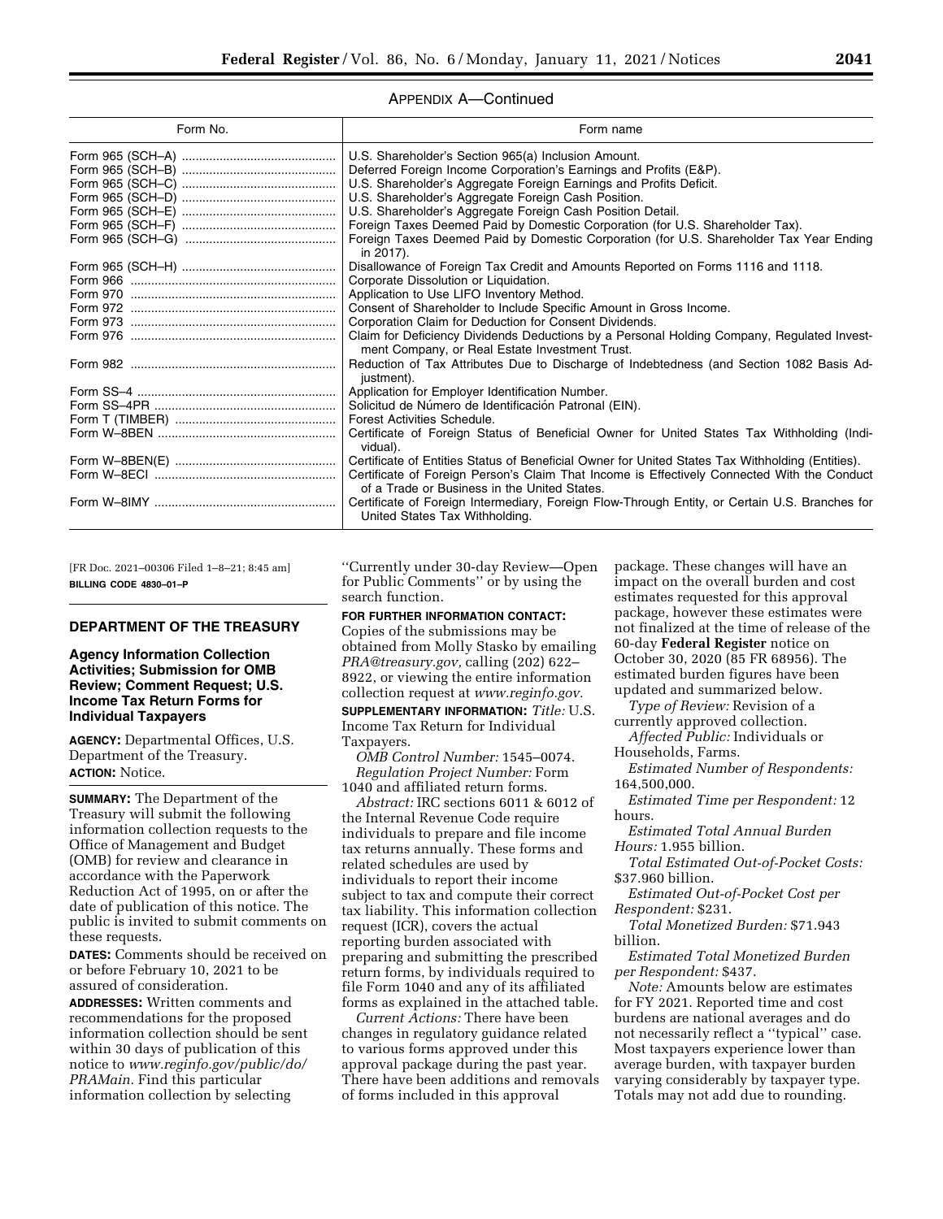APPENDIX A—Continued

| Form No. | Form name |
| --- | --- |
| Form 965 (SCH–A) | U.S. Shareholder's Section 965(a) Inclusion Amount. |
| Form 965 (SCH–B) | Deferred Foreign Income Corporation's Earnings and Profits (E&P). |
| Form 965 (SCH–C) | U.S. Shareholder's Aggregate Foreign Earnings and Profits Deficit. |
| Form 965 (SCH–D) | U.S. Shareholder's Aggregate Foreign Cash Position. |
| Form 965 (SCH–E) | U.S. Shareholder's Aggregate Foreign Cash Position Detail. |
| Form 965 (SCH–F) | Foreign Taxes Deemed Paid by Domestic Corporation (for U.S. Shareholder Tax). |
| Form 965 (SCH–G) | Foreign Taxes Deemed Paid by Domestic Corporation (for U.S. Shareholder Tax Year Ending in 2017). |
| Form 965 (SCH–H) | Disallowance of Foreign Tax Credit and Amounts Reported on Forms 1116 and 1118. |
| Form 966 | Corporate Dissolution or Liquidation. |
| Form 970 | Application to Use LIFO Inventory Method. |
| Form 972 | Consent of Shareholder to Include Specific Amount in Gross Income. |
| Form 973 | Corporation Claim for Deduction for Consent Dividends. |
| Form 976 | Claim for Deficiency Dividends Deductions by a Personal Holding Company, Regulated Investment Company, or Real Estate Investment Trust. |
| Form 982 | Reduction of Tax Attributes Due to Discharge of Indebtedness (and Section 1082 Basis Adjustment). |
| Form SS–4 | Application for Employer Identification Number. |
| Form SS–4PR | Solicitud de Número de Identificación Patronal (EIN). |
| Form T (TIMBER) | Forest Activities Schedule. |
| Form W–8BEN | Certificate of Foreign Status of Beneficial Owner for United States Tax Withholding (Individual). |
| Form W–8BEN(E) | Certificate of Entities Status of Beneficial Owner for United States Tax Withholding (Entities). |
| Form W–8ECI | Certificate of Foreign Person's Claim That Income is Effectively Connected With the Conduct of a Trade or Business in the United States. |
| Form W–8IMY | Certificate of Foreign Intermediary, Foreign Flow-Through Entity, or Certain U.S. Branches for United States Tax Withholding. |

[FR Doc. 2021–00306 Filed 1–8–21; 8:45 am]

**BILLING CODE 4830–01–P**

## DEPARTMENT OF THE TREASURY

### Agency Information Collection Activities; Submission for OMB Review; Comment Request; U.S. Income Tax Return Forms for Individual Taxpayers

**AGENCY:** Departmental Offices, U.S. Department of the Treasury.

**ACTION:** Notice.

**SUMMARY:** The Department of the Treasury will submit the following information collection requests to the Office of Management and Budget (OMB) for review and clearance in accordance with the Paperwork Reduction Act of 1995, on or after the date of publication of this notice. The public is invited to submit comments on these requests.

**DATES:** Comments should be received on or before February 10, 2021 to be assured of consideration.

**ADDRESSES:** Written comments and recommendations for the proposed information collection should be sent within 30 days of publication of this notice to *www.reginfo.gov/public/do/PRAMain.* Find this particular information collection by selecting ''Currently under 30-day Review—Open for Public Comments'' or by using the search function.

**FOR FURTHER INFORMATION CONTACT:** Copies of the submissions may be obtained from Molly Stasko by emailing *PRA@treasury.gov,* calling (202) 622–8922, or viewing the entire information collection request at *www.reginfo.gov.*

**SUPPLEMENTARY INFORMATION:** *Title:* U.S. Income Tax Return for Individual Taxpayers.

*OMB Control Number:* 1545–0074.

*Regulation Project Number:* Form 1040 and affiliated return forms.

*Abstract:* IRC sections 6011 & 6012 of the Internal Revenue Code require individuals to prepare and file income tax returns annually. These forms and related schedules are used by individuals to report their income subject to tax and compute their correct tax liability. This information collection request (ICR), covers the actual reporting burden associated with preparing and submitting the prescribed return forms, by individuals required to file Form 1040 and any of its affiliated forms as explained in the attached table.

*Current Actions:* There have been changes in regulatory guidance related to various forms approved under this approval package during the past year. There have been additions and removals of forms included in this approval package. These changes will have an impact on the overall burden and cost estimates requested for this approval package, however these estimates were not finalized at the time of release of the 60-day **Federal Register** notice on October 30, 2020 (85 FR 68956). The estimated burden figures have been updated and summarized below.

*Type of Review:* Revision of a currently approved collection.

*Affected Public:* Individuals or Households, Farms.

*Estimated Number of Respondents:* 164,500,000.

*Estimated Time per Respondent:* 12 hours.

*Estimated Total Annual Burden Hours:* 1.955 billion.

*Total Estimated Out-of-Pocket Costs:* $37.960 billion.

*Estimated Out-of-Pocket Cost per Respondent:* $231.

*Total Monetized Burden:* $71.943 billion.

*Estimated Total Monetized Burden per Respondent:* $437.

*Note:* Amounts below are estimates for FY 2021. Reported time and cost burdens are national averages and do not necessarily reflect a ''typical'' case. Most taxpayers experience lower than average burden, with taxpayer burden varying considerably by taxpayer type. Totals may not add due to rounding.